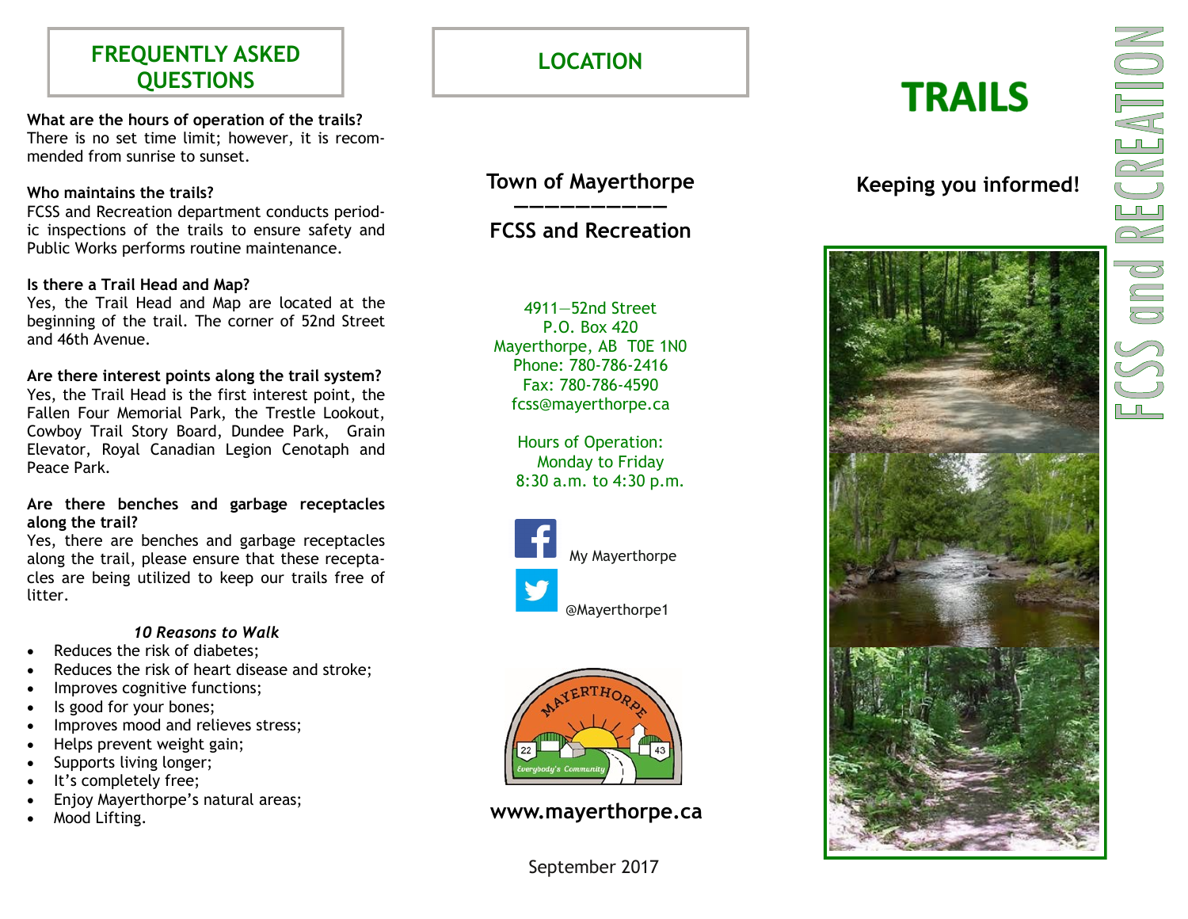## FREQUENTLY ASKED QUESTIONS

**What are the hours of operation of the trails?**
There is no set time limit; however, it is recommended from sunrise to sunset.

**Who maintains the trails?**
FCSS and Recreation department conducts periodic inspections of the trails to ensure safety and Public Works performs routine maintenance.

**Is there a Trail Head and Map?**
Yes, the Trail Head and Map are located at the beginning of the trail. The corner of 52nd Street and 46th Avenue.

**Are there interest points along the trail system?**
Yes, the Trail Head is the first interest point, the Fallen Four Memorial Park, the Trestle Lookout, Cowboy Trail Story Board, Dundee Park, Grain Elevator, Royal Canadian Legion Cenotaph and Peace Park.

**Are there benches and garbage receptacles along the trail?**
Yes, there are benches and garbage receptacles along the trail, please ensure that these receptacles are being utilized to keep our trails free of litter.

***10 Reasons to Walk***

- Reduces the risk of diabetes;
- Reduces the risk of heart disease and stroke;
- Improves cognitive functions;
- Is good for your bones;
- Improves mood and relieves stress;
- Helps prevent weight gain;
- Supports living longer;
- It's completely free;
- Enjoy Mayerthorpe's natural areas;
- Mood Lifting.

## LOCATION

**Town of Mayerthorpe**

**FCSS and Recreation**

4911—52nd Street
P.O. Box 420
Mayerthorpe, AB T0E 1N0
Phone: 780-786-2416
Fax: 780-786-4590
fcss@mayerthorpe.ca

Hours of Operation:
Monday to Friday
8:30 a.m. to 4:30 p.m.

My Mayerthorpe

@Mayerthorpe1

**www.mayerthorpe.ca**

September 2017

# TRAILS

**Keeping you informed!**

FCSS and RECREATION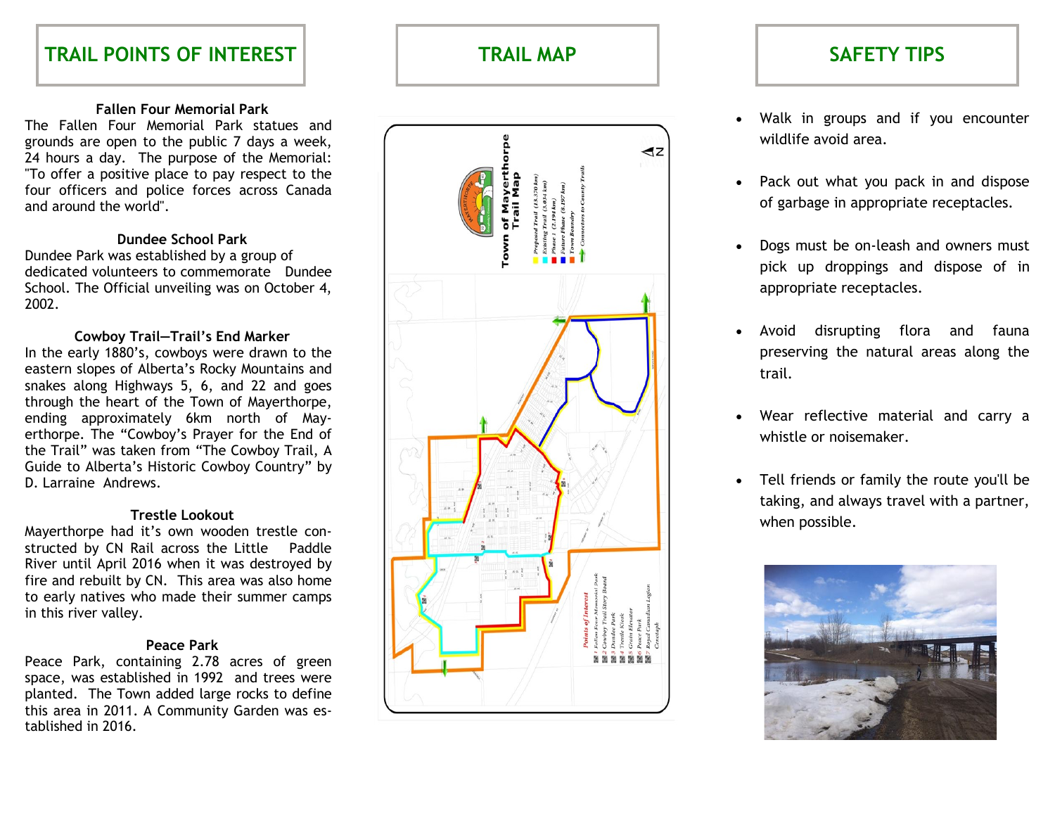## TRAIL POINTS OF INTEREST

**Fallen Four Memorial Park**

The Fallen Four Memorial Park statues and grounds are open to the public 7 days a week, 24 hours a day. The purpose of the Memorial: "To offer a positive place to pay respect to the four officers and police forces across Canada and around the world".

**Dundee School Park**

Dundee Park was established by a group of dedicated volunteers to commemorate Dundee School. The Official unveiling was on October 4, 2002.

**Cowboy Trail—Trail's End Marker**

In the early 1880's, cowboys were drawn to the eastern slopes of Alberta's Rocky Mountains and snakes along Highways 5, 6, and 22 and goes through the heart of the Town of Mayerthorpe, ending approximately 6km north of Mayerthorpe. The "Cowboy's Prayer for the End of the Trail" was taken from "The Cowboy Trail, A Guide to Alberta's Historic Cowboy Country" by D. Larraine Andrews.

**Trestle Lookout**

Mayerthorpe had it's own wooden trestle constructed by CN Rail across the Little Paddle River until April 2016 when it was destroyed by fire and rebuilt by CN. This area was also home to early natives who made their summer camps in this river valley.

**Peace Park**

Peace Park, containing 2.78 acres of green space, was established in 1992 and trees were planted. The Town added large rocks to define this area in 2011. A Community Garden was established in 2016.

## TRAIL MAP

Town of Mayerthorpe Trail Map

Proposed Trail (13.370 km)
Existing Trail (3.034 km)
Phase 1 (2.194 km)
Future Phase (8.197 km)
Town Boundary
Connectors to County Trails

Points of Interest
1 Fallen Four Memorial Park
2 Cowboy Trail Story Board
3 Dundee Park
4 Trestle Kiosk
5 Grain Elevator
6 Peace Park
7 Royal Canadian Legion Cenotaph

## SAFETY TIPS

- Walk in groups and if you encounter wildlife avoid area.
- Pack out what you pack in and dispose of garbage in appropriate receptacles.
- Dogs must be on-leash and owners must pick up droppings and dispose of in appropriate receptacles.
- Avoid disrupting flora and fauna preserving the natural areas along the trail.
- Wear reflective material and carry a whistle or noisemaker.
- Tell friends or family the route you'll be taking, and always travel with a partner, when possible.